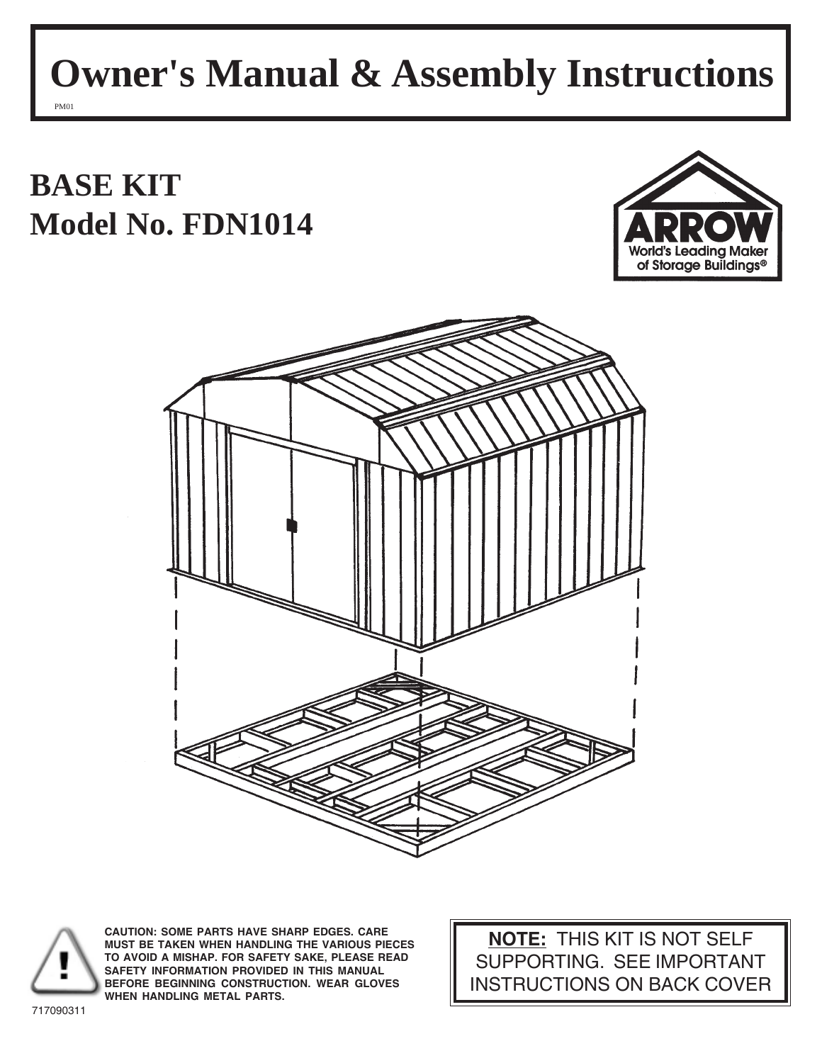# Owner's Manual & Assembly Instructions

PM01

## BASE KIT
## Model No. FDN1014

ARROW
World's Leading Maker of Storage Buildings®

**CAUTION: SOME PARTS HAVE SHARP EDGES. CARE MUST BE TAKEN WHEN HANDLING THE VARIOUS PIECES TO AVOID A MISHAP. FOR SAFETY SAKE, PLEASE READ SAFETY INFORMATION PROVIDED IN THIS MANUAL BEFORE BEGINNING CONSTRUCTION. WEAR GLOVES WHEN HANDLING METAL PARTS.**

**NOTE:** THIS KIT IS NOT SELF SUPPORTING. SEE IMPORTANT INSTRUCTIONS ON BACK COVER

717090311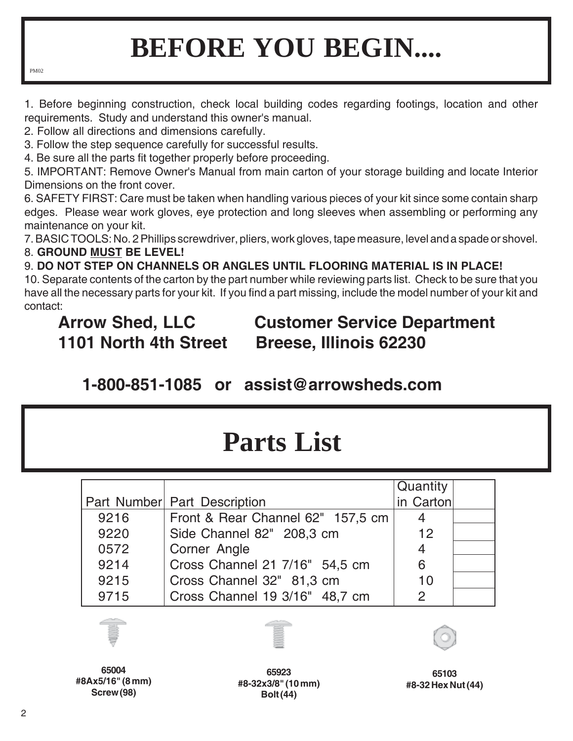# BEFORE YOU BEGIN....

PM02

1. Before beginning construction, check local building codes regarding footings, location and other requirements. Study and understand this owner's manual.
2. Follow all directions and dimensions carefully.
3. Follow the step sequence carefully for successful results.
4. Be sure all the parts fit together properly before proceeding.
5. IMPORTANT: Remove Owner's Manual from main carton of your storage building and locate Interior Dimensions on the front cover.
6. SAFETY FIRST: Care must be taken when handling various pieces of your kit since some contain sharp edges. Please wear work gloves, eye protection and long sleeves when assembling or performing any maintenance on your kit.
7. BASIC TOOLS: No. 2 Phillips screwdriver, pliers, work gloves, tape measure, level and a spade or shovel.
8. **GROUND MUST BE LEVEL!**
9. **DO NOT STEP ON CHANNELS OR ANGLES UNTIL FLOORING MATERIAL IS IN PLACE!**
10. Separate contents of the carton by the part number while reviewing parts list. Check to be sure that you have all the necessary parts for your kit. If you find a part missing, include the model number of your kit and contact:

**Arrow Shed, LLC** **Customer Service Department**
**1101 North 4th Street** **Breese, Illinois 62230**

**1-800-851-1085 or assist@arrowsheds.com**

# Parts List

| Part Number | Part Description | Quantity in Carton | |
|---|---|---|---|
| 9216 | Front & Rear Channel 62" 157,5 cm | 4 | |
| 9220 | Side Channel 82" 208,3 cm | 12 | |
| 0572 | Corner Angle | 4 | |
| 9214 | Cross Channel 21 7/16" 54,5 cm | 6 | |
| 9215 | Cross Channel 32" 81,3 cm | 10 | |
| 9715 | Cross Channel 19 3/16" 48,7 cm | 2 | |

**65004**
**#8Ax5/16" (8 mm)**
**Screw (98)**

**65923**
**#8-32x3/8" (10 mm)**
**Bolt (44)**

**65103**
**#8-32 Hex Nut (44)**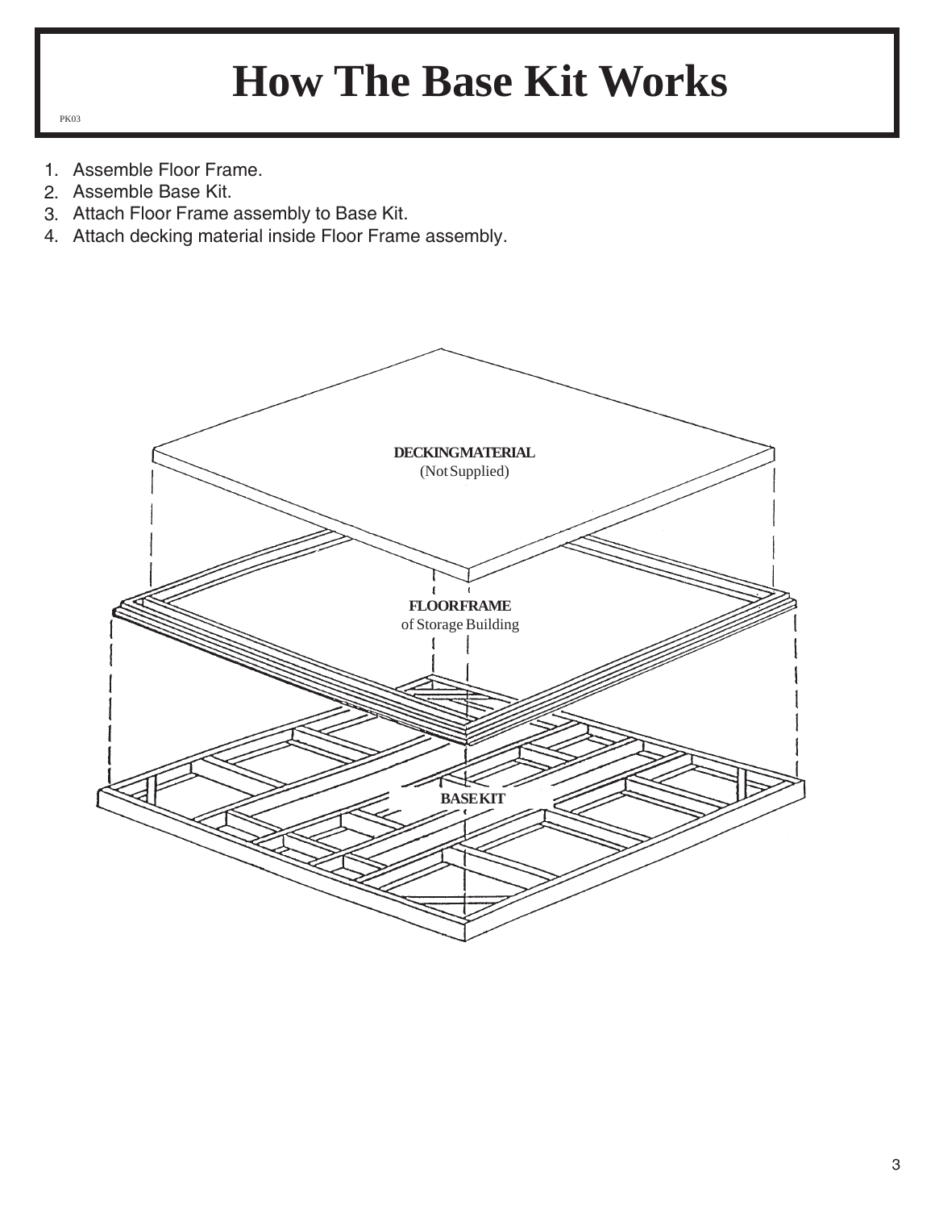# How The Base Kit Works

PK03

1. Assemble Floor Frame.
2. Assemble Base Kit.
3. Attach Floor Frame assembly to Base Kit.
4. Attach decking material inside Floor Frame assembly.

**DECKING MATERIAL**
(Not Supplied)

**FLOOR FRAME**
of Storage Building

**BASE KIT**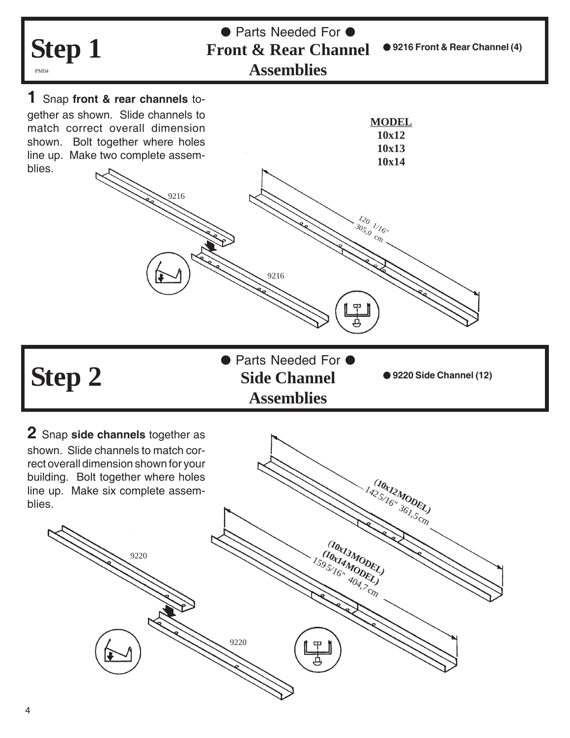# Step 1

PM04

● Parts Needed For ●
**Front & Rear Channel Assemblies**

● **9216 Front & Rear Channel (4)**

**1** Snap **front & rear channels** together as shown. Slide channels to match correct overall dimension shown. Bolt together where holes line up. Make two complete assemblies.

**MODEL**
**10x12**
**10x13**
**10x14**

9216

9216

120 1/16"
305,0 cm

# Step 2

● Parts Needed For ●
**Side Channel Assemblies**

● **9220 Side Channel (12)**

**2** Snap **side channels** together as shown. Slide channels to match correct overall dimension shown for your building. Bolt together where holes line up. Make six complete assemblies.

**(10x12MODEL)**
142 5/16" 361,5cm

**(10x13MODEL)**
**(10x14MODEL)**
159 5/16" 404,7 cm

9220

9220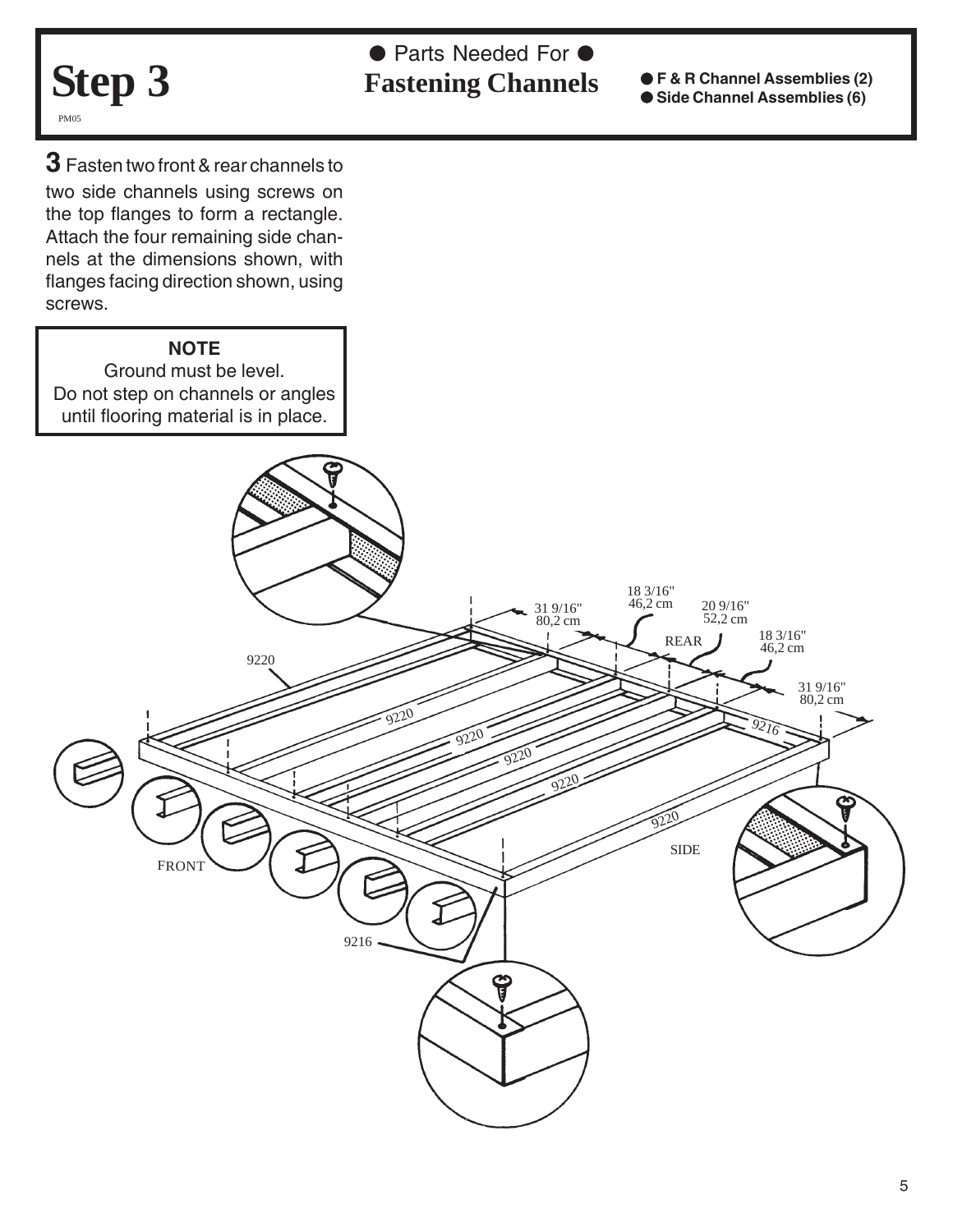# Step 3

PM05

● Parts Needed For ●
**Fastening Channels**

- **F & R Channel Assemblies (2)**
- **Side Channel Assemblies (6)**

**3** Fasten two front & rear channels to two side channels using screws on the top flanges to form a rectangle. Attach the four remaining side channels at the dimensions shown, with flanges facing direction shown, using screws.

> **NOTE**
> Ground must be level.
> Do not step on channels or angles until flooring material is in place.

31 9/16" 80,2 cm — 18 3/16" 46,2 cm — 20 9/16" 52,2 cm — 18 3/16" 46,2 cm — 31 9/16" 80,2 cm

REAR

SIDE

FRONT

9220, 9220, 9220, 9220, 9220, 9220, 9216, 9216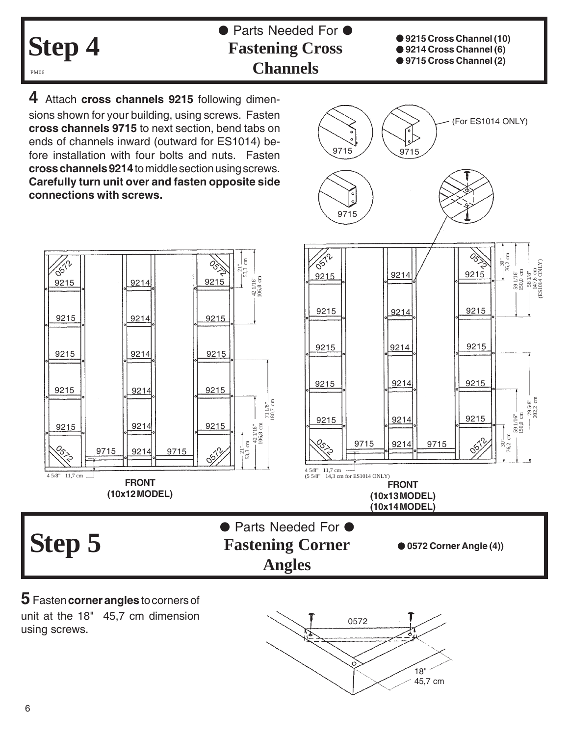# Step 4

PM06

● Parts Needed For ●
**Fastening Cross Channels**

- **9215 Cross Channel (10)**
- **9214 Cross Channel (6)**
- **9715 Cross Channel (2)**

**4** Attach **cross channels 9215** following dimensions shown for your building, using screws. Fasten **cross channels 9715** to next section, bend tabs on ends of channels inward (outward for ES1014) before installation with four bolts and nuts. Fasten **cross channels 9214** to middle section using screws. **Carefully turn unit over and fasten opposite side connections with screws.**

(For ES1014 ONLY)

**FRONT (10x12 MODEL)**

**FRONT (10x13 MODEL) (10x14 MODEL)**

# Step 5

● Parts Needed For ●
**Fastening Corner Angles**

- **0572 Corner Angle (4))**

**5** Fasten **corner angles** to corners of unit at the 18" 45,7 cm dimension using screws.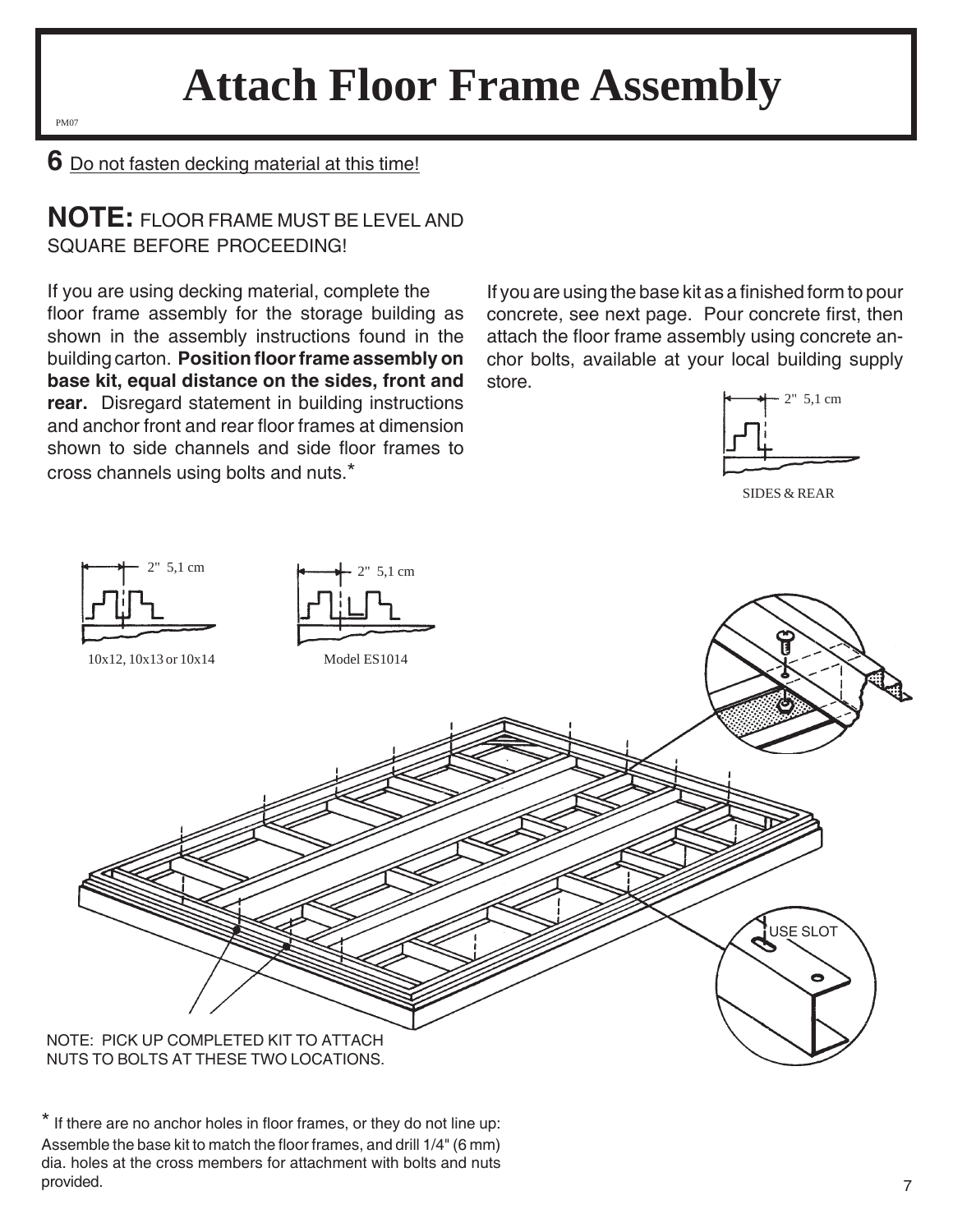# Attach Floor Frame Assembly

PM07

**6** Do not fasten decking material at this time!

## NOTE: FLOOR FRAME MUST BE LEVEL AND SQUARE BEFORE PROCEEDING!

If you are using decking material, complete the floor frame assembly for the storage building as shown in the assembly instructions found in the building carton. **Position floor frame assembly on base kit, equal distance on the sides, front and rear.** Disregard statement in building instructions and anchor front and rear floor frames at dimension shown to side channels and side floor frames to cross channels using bolts and nuts.*

If you are using the base kit as a finished form to pour concrete, see next page. Pour concrete first, then attach the floor frame assembly using concrete anchor bolts, available at your local building supply store.

2" 5,1 cm

SIDES & REAR

2" 5,1 cm

10x12, 10x13 or 10x14

2" 5,1 cm

Model ES1014

USE SLOT

NOTE: PICK UP COMPLETED KIT TO ATTACH NUTS TO BOLTS AT THESE TWO LOCATIONS.

* If there are no anchor holes in floor frames, or they do not line up: Assemble the base kit to match the floor frames, and drill 1/4" (6 mm) dia. holes at the cross members for attachment with bolts and nuts provided.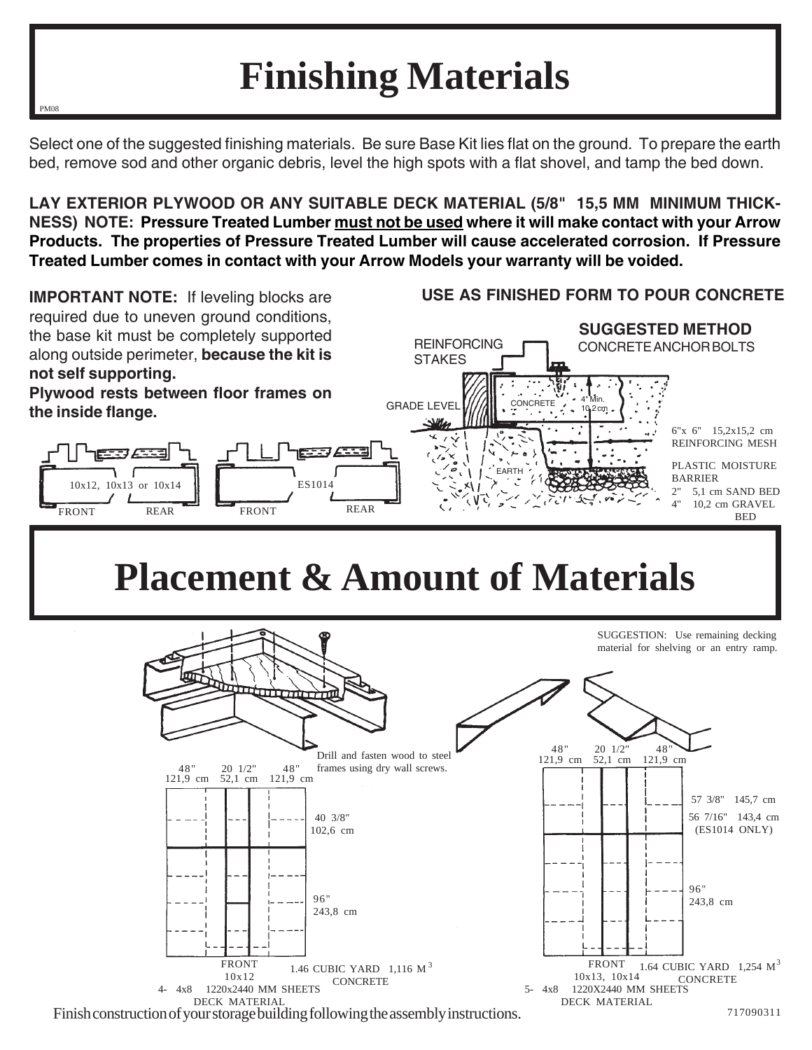# Finishing Materials

Select one of the suggested finishing materials. Be sure Base Kit lies flat on the ground. To prepare the earth bed, remove sod and other organic debris, level the high spots with a flat shovel, and tamp the bed down.

**LAY EXTERIOR PLYWOOD OR ANY SUITABLE DECK MATERIAL (5/8" 15,5 MM MINIMUM THICKNESS) NOTE: Pressure Treated Lumber <u>must not be used</u> where it will make contact with your Arrow Products. The properties of Pressure Treated Lumber will cause accelerated corrosion. If Pressure Treated Lumber comes in contact with your Arrow Models your warranty will be voided.**

**IMPORTANT NOTE:** If leveling blocks are required due to uneven ground conditions, the base kit must be completely supported along outside perimeter, **because the kit is not self supporting.**

**Plywood rests between floor frames on the inside flange.**

10x12, 10x13 or 10x14

FRONT REAR

ES1014

FRONT REAR

**USE AS FINISHED FORM TO POUR CONCRETE**

**SUGGESTED METHOD**

CONCRETE ANCHOR BOLTS

REINFORCING STAKES

GRADE LEVEL

CONCRETE

4" Min. 10,2 cm

EARTH

6"x 6" 15,2x15,2 cm REINFORCING MESH

PLASTIC MOISTURE BARRIER

2" 5,1 cm SAND BED

4" 10,2 cm GRAVEL BED

# Placement & Amount of Materials

SUGGESTION: Use remaining decking material for shelving or an entry ramp.

Drill and fasten wood to steel frames using dry wall screws.

48" 121,9 cm | 20 1/2" 52,1 cm | 48" 121,9 cm

40 3/8" 102,6 cm

96" 243,8 cm

FRONT

10x12

4- 4x8 1220x2440 MM SHEETS DECK MATERIAL

1.46 CUBIC YARD 1,116 $M^3$ CONCRETE

48" 121,9 cm | 20 1/2" 52,1 cm | 48" 121,9 cm

57 3/8" 145,7 cm

56 7/16" 143,4 cm (ES1014 ONLY)

96" 243,8 cm

FRONT

10x13, 10x14

5- 4x8 1220X2440 MM SHEETS DECK MATERIAL

1.64 CUBIC YARD 1,254 $M^3$ CONCRETE

Finish construction of your storage building following the assembly instructions.